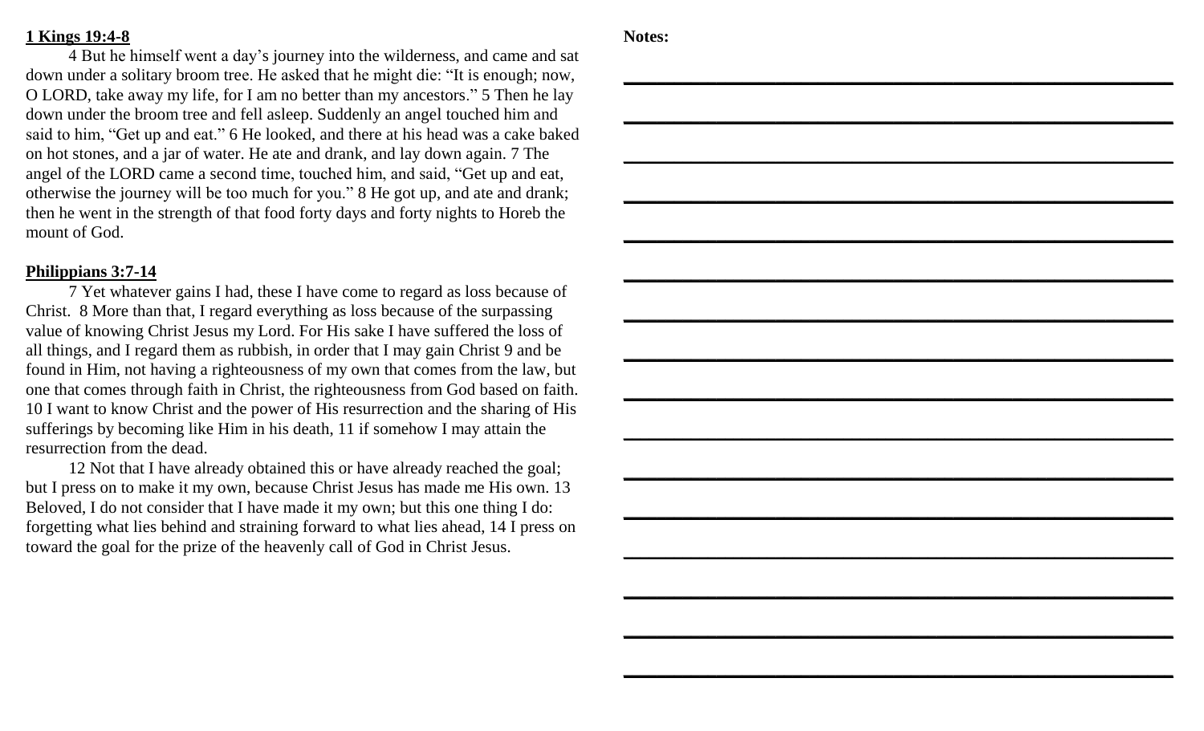**1 Kings 19:4-8**

4 But he himself went a day's journey into the wilderness, and came and sat down under a solitary broom tree. He asked that he might die: "It is enough; now, O LORD, take away my life, for I am no better than my ancestors." 5 Then he lay down under the broom tree and fell asleep. Suddenly an angel touched him and said to him, "Get up and eat." 6 He looked, and there at his head was a cake baked on hot stones, and a jar of water. He ate and drank, and lay down again. 7 The angel of the LORD came a second time, touched him, and said, "Get up and eat, otherwise the journey will be too much for you." 8 He got up, and ate and drank; then he went in the strength of that food forty days and forty nights to Horeb the mount of God.

**Philippians 3:7-14**

7 Yet whatever gains I had, these I have come to regard as loss because of Christ. 8 More than that, I regard everything as loss because of the surpassing value of knowing Christ Jesus my Lord. For His sake I have suffered the loss of all things, and I regard them as rubbish, in order that I may gain Christ 9 and be found in Him, not having a righteousness of my own that comes from the law, but one that comes through faith in Christ, the righteousness from God based on faith. 10 I want to know Christ and the power of His resurrection and the sharing of His sufferings by becoming like Him in his death, 11 if somehow I may attain the resurrection from the dead.

12 Not that I have already obtained this or have already reached the goal; but I press on to make it my own, because Christ Jesus has made me His own. 13 Beloved, I do not consider that I have made it my own; but this one thing I do: forgetting what lies behind and straining forward to what lies ahead, 14 I press on toward the goal for the prize of the heavenly call of God in Christ Jesus.

**Notes:**

\_\_\_\_\_\_\_\_\_\_\_\_\_\_\_\_\_\_\_\_\_\_\_\_\_\_\_\_\_\_\_\_\_\_\_\_\_\_\_\_

\_\_\_\_\_\_\_\_\_\_\_\_\_\_\_\_\_\_\_\_\_\_\_\_\_\_\_\_\_\_\_\_\_\_\_\_\_\_\_\_

\_\_\_\_\_\_\_\_\_\_\_\_\_\_\_\_\_\_\_\_\_\_\_\_\_\_\_\_\_\_\_\_\_\_\_\_\_\_\_\_

\_\_\_\_\_\_\_\_\_\_\_\_\_\_\_\_\_\_\_\_\_\_\_\_\_\_\_\_\_\_\_\_\_\_\_\_\_\_\_\_

\_\_\_\_\_\_\_\_\_\_\_\_\_\_\_\_\_\_\_\_\_\_\_\_\_\_\_\_\_\_\_\_\_\_\_\_\_\_\_\_

\_\_\_\_\_\_\_\_\_\_\_\_\_\_\_\_\_\_\_\_\_\_\_\_\_\_\_\_\_\_\_\_\_\_\_\_\_\_\_\_

\_\_\_\_\_\_\_\_\_\_\_\_\_\_\_\_\_\_\_\_\_\_\_\_\_\_\_\_\_\_\_\_\_\_\_\_\_\_\_\_

\_\_\_\_\_\_\_\_\_\_\_\_\_\_\_\_\_\_\_\_\_\_\_\_\_\_\_\_\_\_\_\_\_\_\_\_\_\_\_\_

\_\_\_\_\_\_\_\_\_\_\_\_\_\_\_\_\_\_\_\_\_\_\_\_\_\_\_\_\_\_\_\_\_\_\_\_\_\_\_\_

\_\_\_\_\_\_\_\_\_\_\_\_\_\_\_\_\_\_\_\_\_\_\_\_\_\_\_\_\_\_\_\_\_\_\_\_\_\_\_\_

\_\_\_\_\_\_\_\_\_\_\_\_\_\_\_\_\_\_\_\_\_\_\_\_\_\_\_\_\_\_\_\_\_\_\_\_\_\_\_\_

\_\_\_\_\_\_\_\_\_\_\_\_\_\_\_\_\_\_\_\_\_\_\_\_\_\_\_\_\_\_\_\_\_\_\_\_\_\_\_\_

\_\_\_\_\_\_\_\_\_\_\_\_\_\_\_\_\_\_\_\_\_\_\_\_\_\_\_\_\_\_\_\_\_\_\_\_\_\_\_\_

\_\_\_\_\_\_\_\_\_\_\_\_\_\_\_\_\_\_\_\_\_\_\_\_\_\_\_\_\_\_\_\_\_\_\_\_\_\_\_\_

\_\_\_\_\_\_\_\_\_\_\_\_\_\_\_\_\_\_\_\_\_\_\_\_\_\_\_\_\_\_\_\_\_\_\_\_\_\_\_\_

\_\_\_\_\_\_\_\_\_\_\_\_\_\_\_\_\_\_\_\_\_\_\_\_\_\_\_\_\_\_\_\_\_\_\_\_\_\_\_\_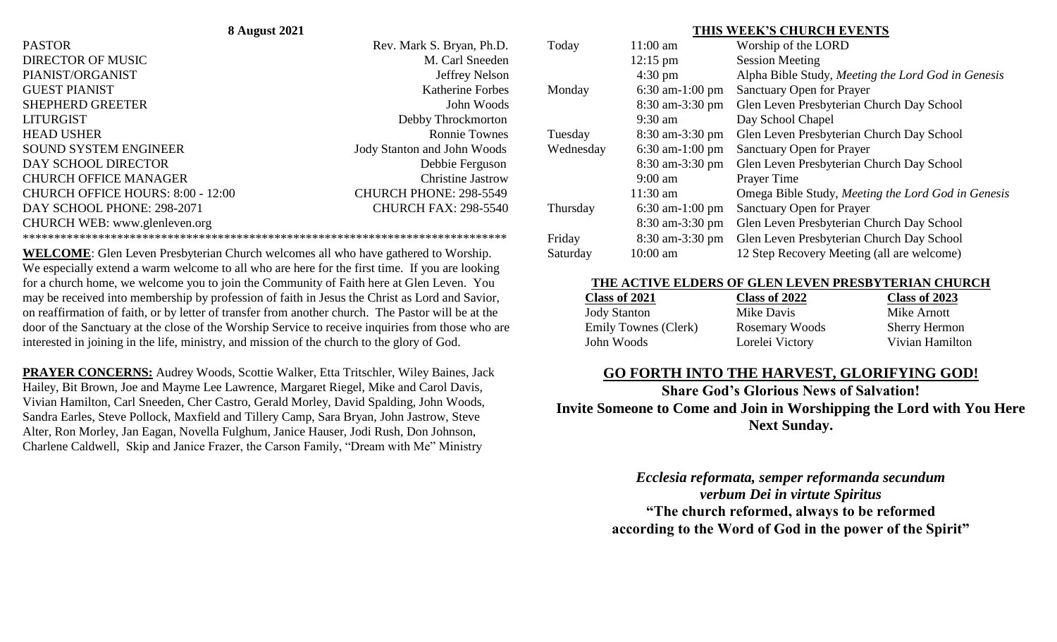**8 August 2021**

| | |
|---|---|
| PASTOR | Rev. Mark S. Bryan, Ph.D. |
| DIRECTOR OF MUSIC | M. Carl Sneeden |
| PIANIST/ORGANIST | Jeffrey Nelson |
| GUEST PIANIST | Katherine Forbes |
| SHEPHERD GREETER | John Woods |
| LITURGIST | Debby Throckmorton |
| HEAD USHER | Ronnie Townes |
| SOUND SYSTEM ENGINEER | Jody Stanton and John Woods |
| DAY SCHOOL DIRECTOR | Debbie Ferguson |
| CHURCH OFFICE MANAGER | Christine Jastrow |
| CHURCH OFFICE HOURS: 8:00 - 12:00 | CHURCH PHONE: 298-5549 |
| DAY SCHOOL PHONE: 298-2071 | CHURCH FAX: 298-5540 |
| CHURCH WEB: www.glenleven.org | |

********************************************************************************

**WELCOME**: Glen Leven Presbyterian Church welcomes all who have gathered to Worship. We especially extend a warm welcome to all who are here for the first time. If you are looking for a church home, we welcome you to join the Community of Faith here at Glen Leven. You may be received into membership by profession of faith in Jesus the Christ as Lord and Savior, on reaffirmation of faith, or by letter of transfer from another church. The Pastor will be at the door of the Sanctuary at the close of the Worship Service to receive inquiries from those who are interested in joining in the life, ministry, and mission of the church to the glory of God.

**PRAYER CONCERNS:** Audrey Woods, Scottie Walker, Etta Tritschler, Wiley Baines, Jack Hailey, Bit Brown, Joe and Mayme Lee Lawrence, Margaret Riegel, Mike and Carol Davis, Vivian Hamilton, Carl Sneeden, Cher Castro, Gerald Morley, David Spalding, John Woods, Sandra Earles, Steve Pollock, Maxfield and Tillery Camp, Sara Bryan, John Jastrow, Steve Alter, Ron Morley, Jan Eagan, Novella Fulghum, Janice Hauser, Jodi Rush, Don Johnson, Charlene Caldwell, Skip and Janice Frazer, the Carson Family, "Dream with Me" Ministry

## THIS WEEK'S CHURCH EVENTS

| | | |
|---|---|---|
| Today | 11:00 am | Worship of the LORD |
| | 12:15 pm | Session Meeting |
| | 4:30 pm | Alpha Bible Study, *Meeting the Lord God in Genesis* |
| Monday | 6:30 am-1:00 pm | Sanctuary Open for Prayer |
| | 8:30 am-3:30 pm | Glen Leven Presbyterian Church Day School |
| | 9:30 am | Day School Chapel |
| Tuesday | 8:30 am-3:30 pm | Glen Leven Presbyterian Church Day School |
| Wednesday | 6:30 am-1:00 pm | Sanctuary Open for Prayer |
| | 8:30 am-3:30 pm | Glen Leven Presbyterian Church Day School |
| | 9:00 am | Prayer Time |
| | 11:30 am | Omega Bible Study, *Meeting the Lord God in Genesis* |
| Thursday | 6:30 am-1:00 pm | Sanctuary Open for Prayer |
| | 8:30 am-3:30 pm | Glen Leven Presbyterian Church Day School |
| Friday | 8:30 am-3:30 pm | Glen Leven Presbyterian Church Day School |
| Saturday | 10:00 am | 12 Step Recovery Meeting (all are welcome) |

## THE ACTIVE ELDERS OF GLEN LEVEN PRESBYTERIAN CHURCH

| Class of 2021 | Class of 2022 | Class of 2023 |
|---|---|---|
| Jody Stanton | Mike Davis | Mike Arnott |
| Emily Townes (Clerk) | Rosemary Woods | Sherry Hermon |
| John Woods | Lorelei Victory | Vivian Hamilton |

## GO FORTH INTO THE HARVEST, GLORIFYING GOD!

**Share God's Glorious News of Salvation!**
**Invite Someone to Come and Join in Worshipping the Lord with You Here Next Sunday.**

***Ecclesia reformata, semper reformanda secundum verbum Dei in virtute Spiritus***
**"The church reformed, always to be reformed according to the Word of God in the power of the Spirit"**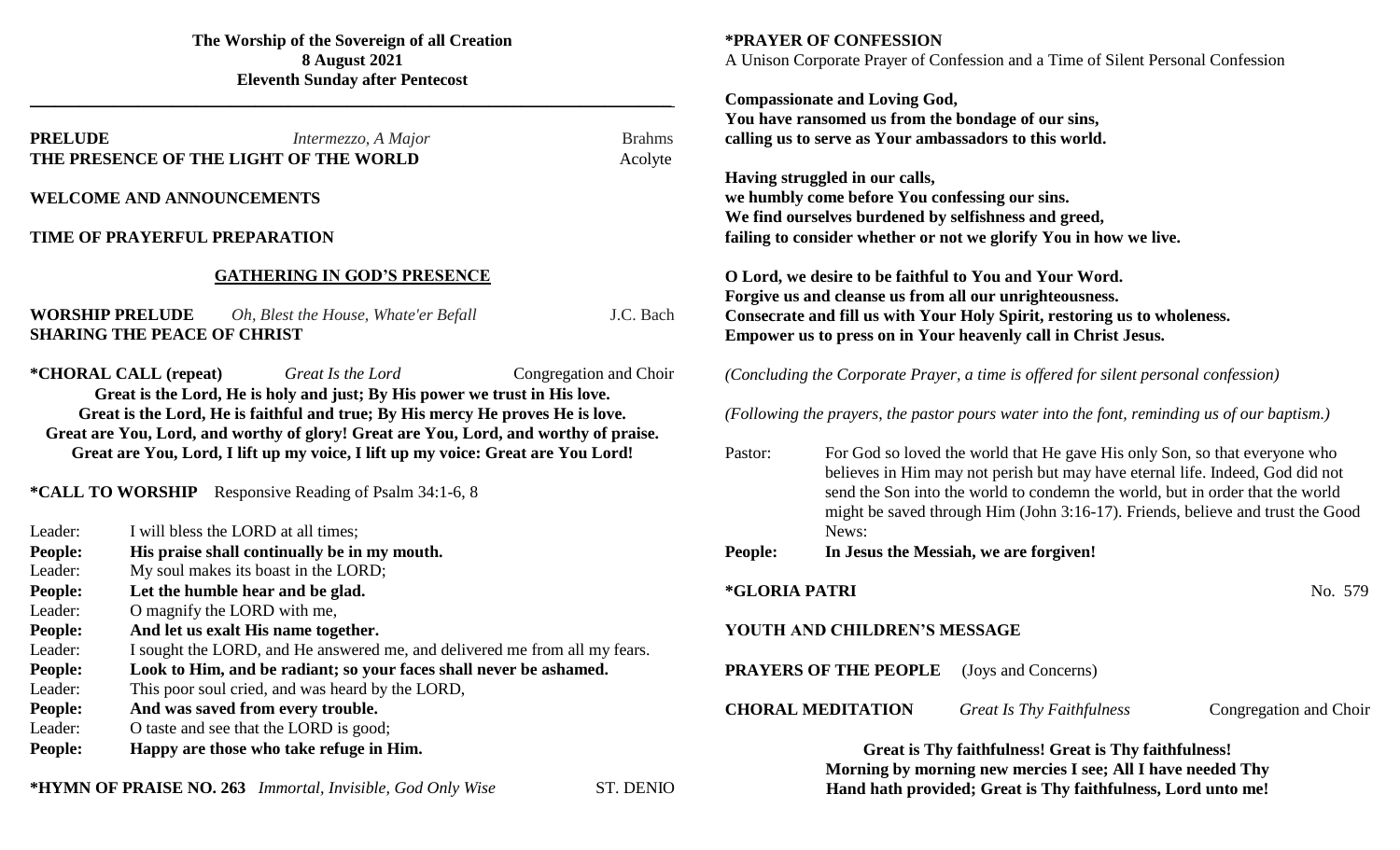**The Worship of the Sovereign of all Creation**
**8 August 2021**
**Eleventh Sunday after Pentecost**

---

**PRELUDE** *Intermezzo, A Major* Brahms
**THE PRESENCE OF THE LIGHT OF THE WORLD** Acolyte

**WELCOME AND ANNOUNCEMENTS**

**TIME OF PRAYERFUL PREPARATION**

## GATHERING IN GOD'S PRESENCE

**WORSHIP PRELUDE** *Oh, Blest the House, Whate'er Befall* J.C. Bach
**SHARING THE PEACE OF CHRIST**

**\*CHORAL CALL (repeat)** *Great Is the Lord* Congregation and Choir

**Great is the Lord, He is holy and just; By His power we trust in His love.**
**Great is the Lord, He is faithful and true; By His mercy He proves He is love.**
**Great are You, Lord, and worthy of glory! Great are You, Lord, and worthy of praise.**
**Great are You, Lord, I lift up my voice, I lift up my voice: Great are You Lord!**

**\*CALL TO WORSHIP** Responsive Reading of Psalm 34:1-6, 8

Leader: I will bless the LORD at all times;
**People: His praise shall continually be in my mouth.**
Leader: My soul makes its boast in the LORD;
**People: Let the humble hear and be glad.**
Leader: O magnify the LORD with me,
**People: And let us exalt His name together.**
Leader: I sought the LORD, and He answered me, and delivered me from all my fears.
**People: Look to Him, and be radiant; so your faces shall never be ashamed.**
Leader: This poor soul cried, and was heard by the LORD,
**People: And was saved from every trouble.**
Leader: O taste and see that the LORD is good;
**People: Happy are those who take refuge in Him.**

**\*HYMN OF PRAISE NO. 263** *Immortal, Invisible, God Only Wise* ST. DENIO

**\*PRAYER OF CONFESSION**
A Unison Corporate Prayer of Confession and a Time of Silent Personal Confession

**Compassionate and Loving God,**
**You have ransomed us from the bondage of our sins,**
**calling us to serve as Your ambassadors to this world.**

**Having struggled in our calls,**
**we humbly come before You confessing our sins.**
**We find ourselves burdened by selfishness and greed,**
**failing to consider whether or not we glorify You in how we live.**

**O Lord, we desire to be faithful to You and Your Word.**
**Forgive us and cleanse us from all our unrighteousness.**
**Consecrate and fill us with Your Holy Spirit, restoring us to wholeness.**
**Empower us to press on in Your heavenly call in Christ Jesus.**

*(Concluding the Corporate Prayer, a time is offered for silent personal confession)*

*(Following the prayers, the pastor pours water into the font, reminding us of our baptism.)*

Pastor: For God so loved the world that He gave His only Son, so that everyone who believes in Him may not perish but may have eternal life. Indeed, God did not send the Son into the world to condemn the world, but in order that the world might be saved through Him (John 3:16-17). Friends, believe and trust the Good News:
**People: In Jesus the Messiah, we are forgiven!**

**\*GLORIA PATRI** No. 579

**YOUTH AND CHILDREN'S MESSAGE**

**PRAYERS OF THE PEOPLE** (Joys and Concerns)

**CHORAL MEDITATION** *Great Is Thy Faithfulness* Congregation and Choir

**Great is Thy faithfulness! Great is Thy faithfulness!**
**Morning by morning new mercies I see; All I have needed Thy**
**Hand hath provided; Great is Thy faithfulness, Lord unto me!**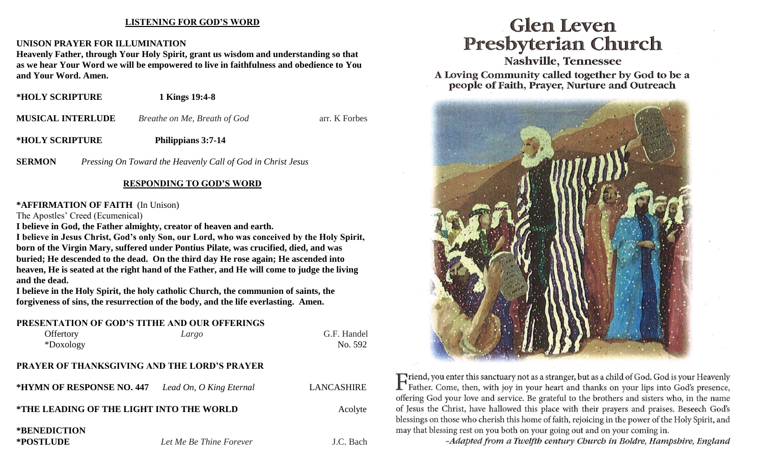## LISTENING FOR GOD'S WORD

**UNISON PRAYER FOR ILLUMINATION**

**Heavenly Father, through Your Holy Spirit, grant us wisdom and understanding so that as we hear Your Word we will be empowered to live in faithfulness and obedience to You and Your Word. Amen.**

**\*HOLY SCRIPTURE** **1 Kings 19:4-8**

**MUSICAL INTERLUDE** *Breathe on Me, Breath of God* arr. K Forbes

**\*HOLY SCRIPTURE** **Philippians 3:7-14**

**SERMON** *Pressing On Toward the Heavenly Call of God in Christ Jesus*

## RESPONDING TO GOD'S WORD

**\*AFFIRMATION OF FAITH** (In Unison)

The Apostles' Creed (Ecumenical)

**I believe in God, the Father almighty, creator of heaven and earth.**

**I believe in Jesus Christ, God's only Son, our Lord, who was conceived by the Holy Spirit, born of the Virgin Mary, suffered under Pontius Pilate, was crucified, died, and was buried; He descended to the dead. On the third day He rose again; He ascended into heaven, He is seated at the right hand of the Father, and He will come to judge the living and the dead.**

**I believe in the Holy Spirit, the holy catholic Church, the communion of saints, the forgiveness of sins, the resurrection of the body, and the life everlasting. Amen.**

**PRESENTATION OF GOD'S TITHE AND OUR OFFERINGS**

Offertory *Largo* G.F. Handel

\*Doxology No. 592

**PRAYER OF THANKSGIVING AND THE LORD'S PRAYER**

**\*HYMN OF RESPONSE NO. 447** *Lead On, O King Eternal* LANCASHIRE

**\*THE LEADING OF THE LIGHT INTO THE WORLD** Acolyte

**\*BENEDICTION**

**\*POSTLUDE** *Let Me Be Thine Forever* J.C. Bach

# Glen Leven Presbyterian Church

## Nashville, Tennessee

**A Loving Community called together by God to be a people of Faith, Prayer, Nurture and Outreach**

Friend, you enter this sanctuary not as a stranger, but as a child of God. God is your Heavenly Father. Come, then, with joy in your heart and thanks on your lips into God's presence, offering God your love and service. Be grateful to the brothers and sisters who, in the name of Jesus the Christ, have hallowed this place with their prayers and praises. Beseech God's blessings on those who cherish this home of faith, rejoicing in the power of the Holy Spirit, and may that blessing rest on you both on your going out and on your coming in.

*-Adapted from a Twelfth century Church in Boldre, Hampshire, England*